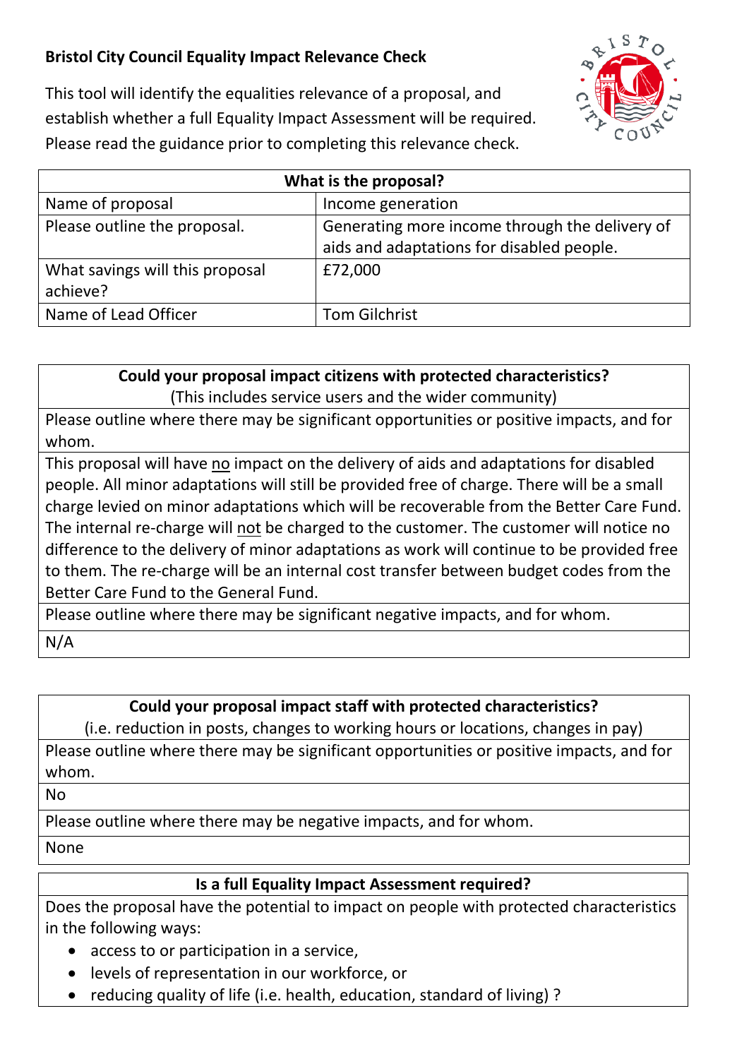**Bristol City Council Equality Impact Relevance Check**

This tool will identify the equalities relevance of a proposal, and establish whether a full Equality Impact Assessment will be required. Please read the guidance prior to completing this relevance check.

| What is the proposal? | |
|---|---|
| Name of proposal | Income generation |
| Please outline the proposal. | Generating more income through the delivery of aids and adaptations for disabled people. |
| What savings will this proposal achieve? | £72,000 |
| Name of Lead Officer | Tom Gilchrist |

| **Could your proposal impact citizens with protected characteristics?** (This includes service users and the wider community) |
|---|
| Please outline where there may be significant opportunities or positive impacts, and for whom. |
| This proposal will have no impact on the delivery of aids and adaptations for disabled people. All minor adaptations will still be provided free of charge. There will be a small charge levied on minor adaptations which will be recoverable from the Better Care Fund. The internal re-charge will not be charged to the customer. The customer will notice no difference to the delivery of minor adaptations as work will continue to be provided free to them. The re-charge will be an internal cost transfer between budget codes from the Better Care Fund to the General Fund. |
| Please outline where there may be significant negative impacts, and for whom. |
| N/A |

| **Could your proposal impact staff with protected characteristics?** (i.e. reduction in posts, changes to working hours or locations, changes in pay) |
|---|
| Please outline where there may be significant opportunities or positive impacts, and for whom. |
| No |
| Please outline where there may be negative impacts, and for whom. |
| None |

| **Is a full Equality Impact Assessment required?** |
|---|
| Does the proposal have the potential to impact on people with protected characteristics in the following ways:<br>• access to or participation in a service,<br>• levels of representation in our workforce, or<br>• reducing quality of life (i.e. health, education, standard of living) ? |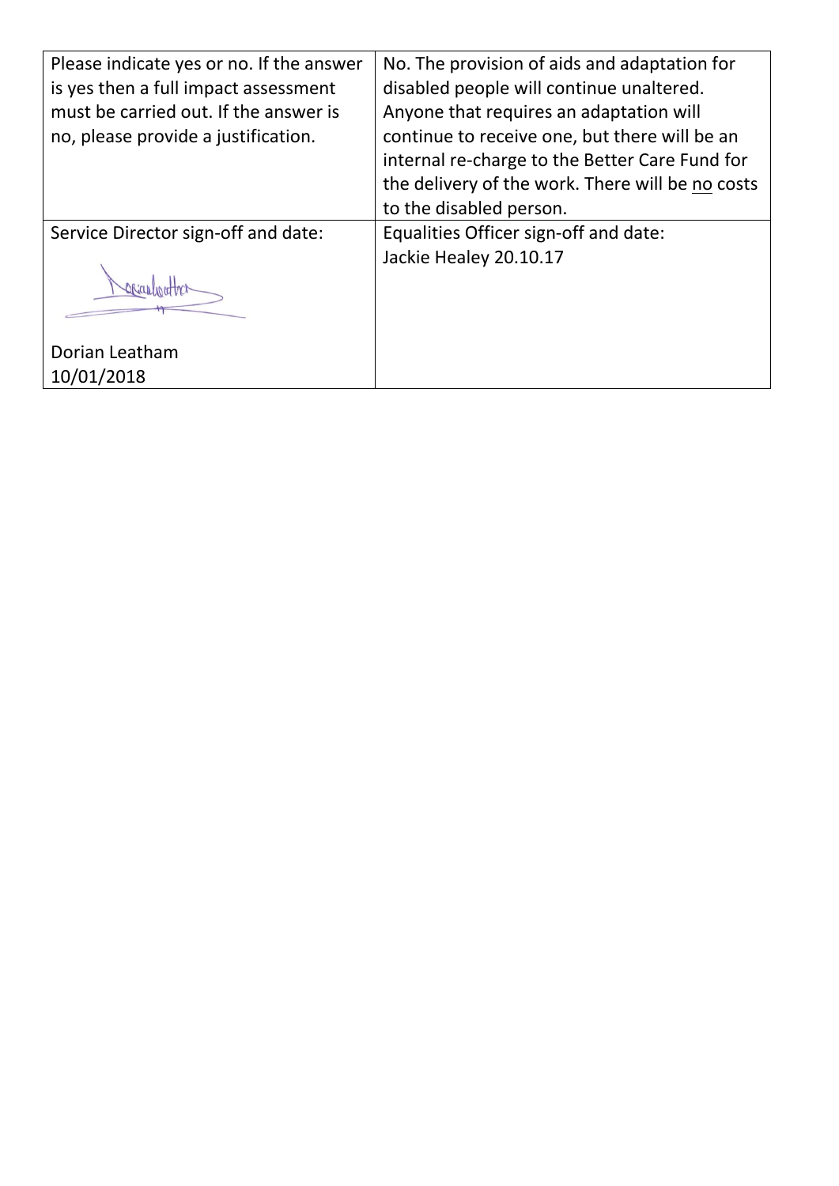| | |
|---|---|
| Please indicate yes or no. If the answer is yes then a full impact assessment must be carried out. If the answer is no, please provide a justification. | No. The provision of aids and adaptation for disabled people will continue unaltered. Anyone that requires an adaptation will continue to receive one, but there will be an internal re-charge to the Better Care Fund for the delivery of the work. There will be <u>no</u> costs to the disabled person. |
| Service Director sign-off and date: <br><br> Dorian Leatham <br> 10/01/2018 | Equalities Officer sign-off and date: <br> Jackie Healey 20.10.17 |